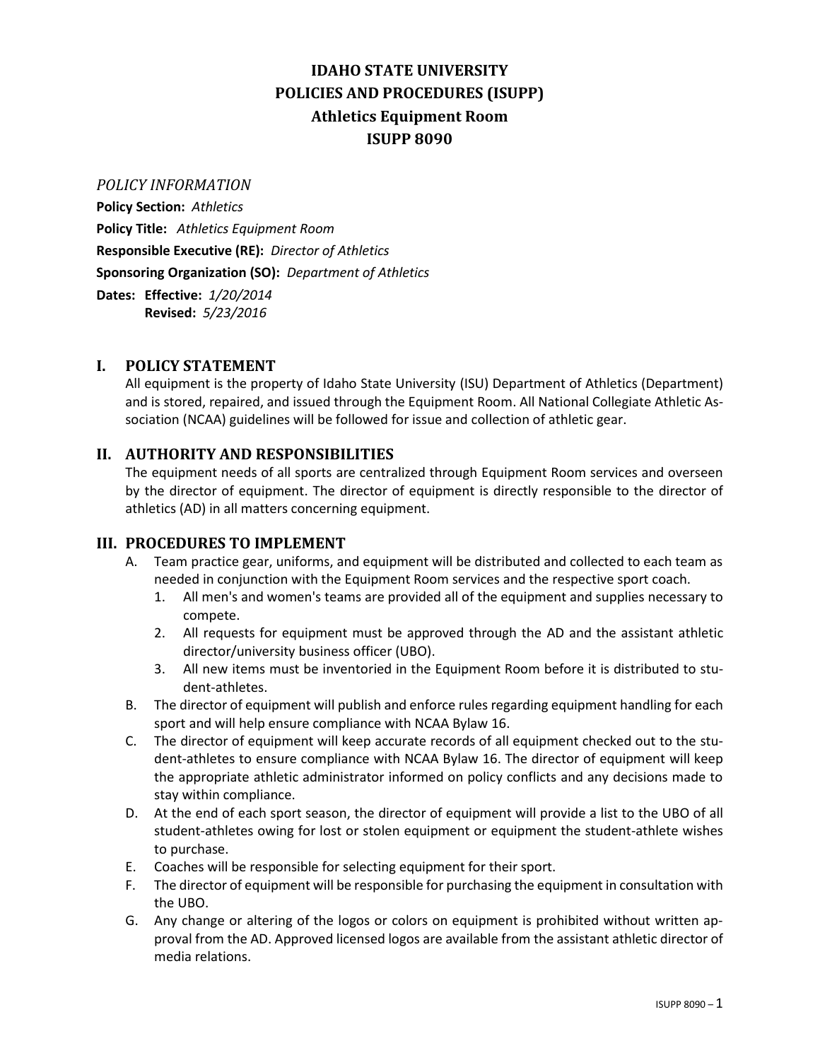# IDAHO STATE UNIVERSITY
# POLICIES AND PROCEDURES (ISUPP)
# Athletics Equipment Room
# ISUPP 8090

*POLICY INFORMATION*

**Policy Section:** *Athletics*

**Policy Title:** *Athletics Equipment Room*

**Responsible Executive (RE):** *Director of Athletics*

**Sponsoring Organization (SO):** *Department of Athletics*

**Dates: Effective:** *1/20/2014*
**Revised:** *5/23/2016*

## I. POLICY STATEMENT

All equipment is the property of Idaho State University (ISU) Department of Athletics (Department) and is stored, repaired, and issued through the Equipment Room. All National Collegiate Athletic Association (NCAA) guidelines will be followed for issue and collection of athletic gear.

## II. AUTHORITY AND RESPONSIBILITIES

The equipment needs of all sports are centralized through Equipment Room services and overseen by the director of equipment. The director of equipment is directly responsible to the director of athletics (AD) in all matters concerning equipment.

## III. PROCEDURES TO IMPLEMENT

A. Team practice gear, uniforms, and equipment will be distributed and collected to each team as needed in conjunction with the Equipment Room services and the respective sport coach.
   1. All men's and women's teams are provided all of the equipment and supplies necessary to compete.
   2. All requests for equipment must be approved through the AD and the assistant athletic director/university business officer (UBO).
   3. All new items must be inventoried in the Equipment Room before it is distributed to student-athletes.

B. The director of equipment will publish and enforce rules regarding equipment handling for each sport and will help ensure compliance with NCAA Bylaw 16.

C. The director of equipment will keep accurate records of all equipment checked out to the student-athletes to ensure compliance with NCAA Bylaw 16. The director of equipment will keep the appropriate athletic administrator informed on policy conflicts and any decisions made to stay within compliance.

D. At the end of each sport season, the director of equipment will provide a list to the UBO of all student-athletes owing for lost or stolen equipment or equipment the student-athlete wishes to purchase.

E. Coaches will be responsible for selecting equipment for their sport.

F. The director of equipment will be responsible for purchasing the equipment in consultation with the UBO.

G. Any change or altering of the logos or colors on equipment is prohibited without written approval from the AD. Approved licensed logos are available from the assistant athletic director of media relations.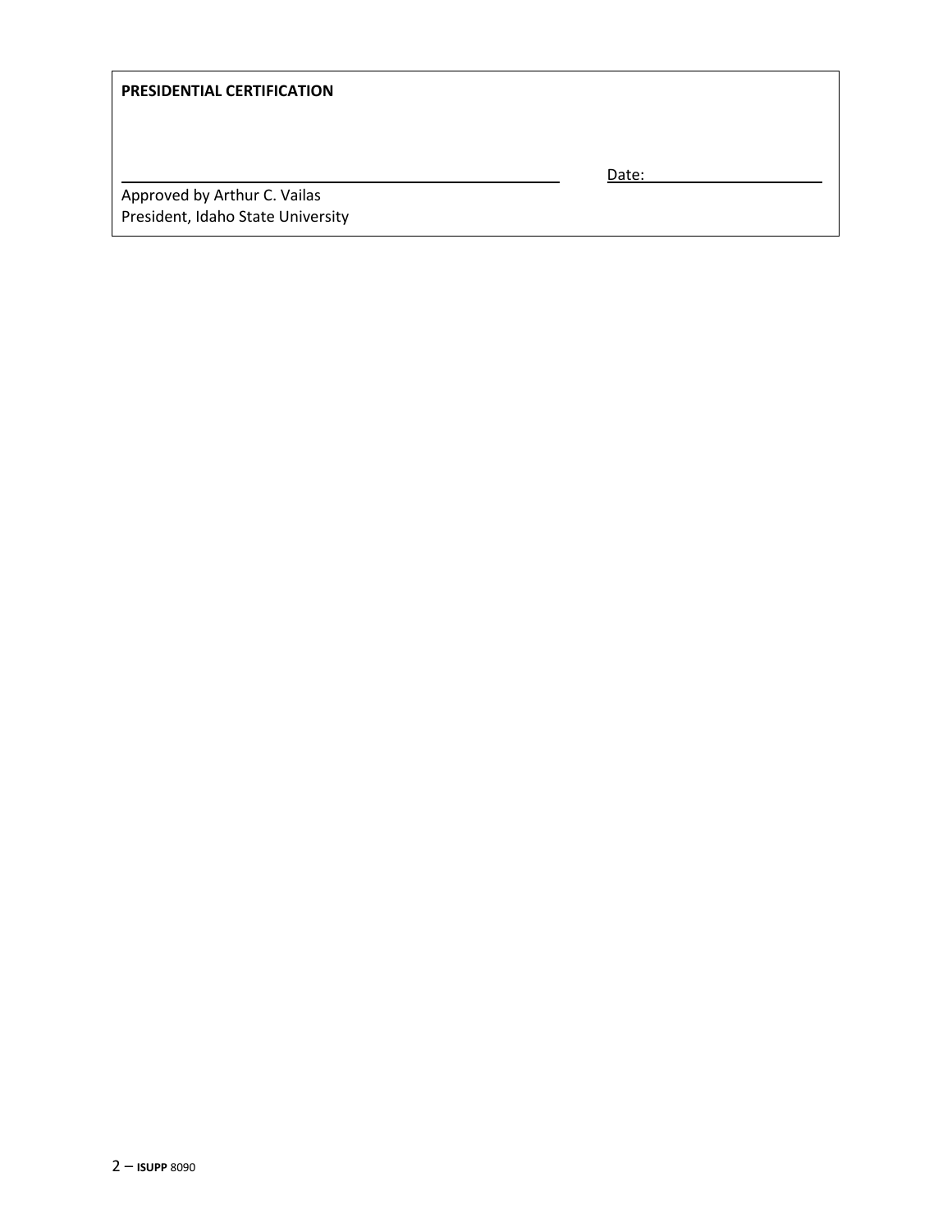**PRESIDENTIAL CERTIFICATION**

\_\_\_\_\_\_\_\_\_\_\_\_\_\_\_\_\_\_\_\_\_\_\_\_\_\_\_\_\_\_\_\_\_\_\_\_\_\_\_\_ Date: \_\_\_\_\_\_\_\_\_\_\_\_\_\_\_\_\_\_\_\_

Approved by Arthur C. Vailas
President, Idaho State University